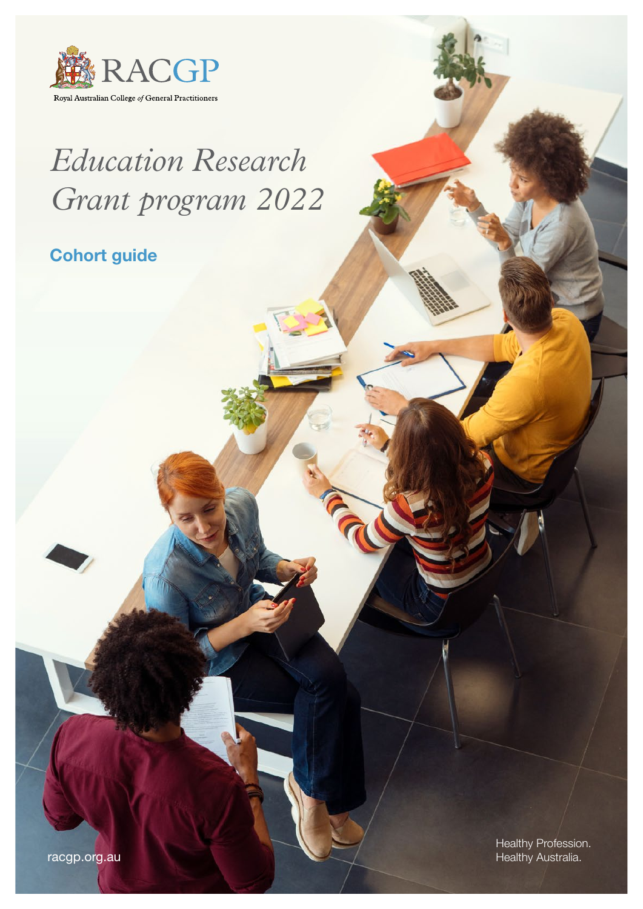RACGP

Royal Australian College *of* General Practitioners

# *Education Research Grant program 2022*

## Cohort guide

racgp.org.au

Healthy Profession.
Healthy Australia.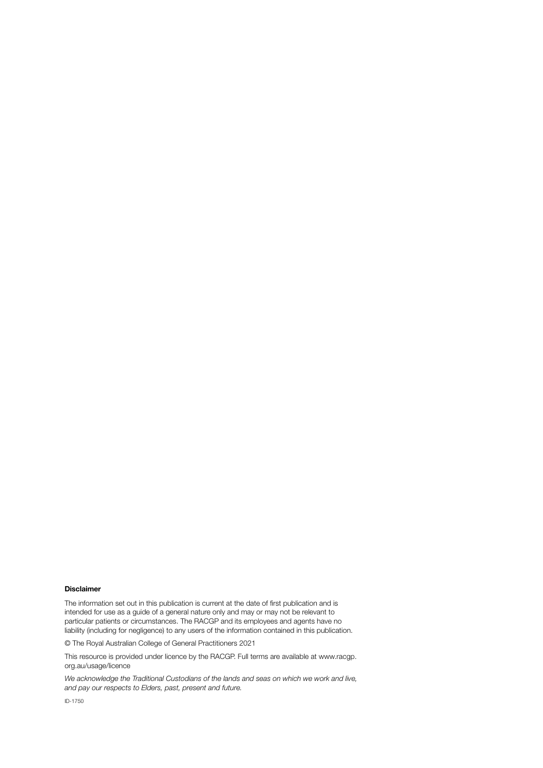**Disclaimer**

The information set out in this publication is current at the date of first publication and is intended for use as a guide of a general nature only and may or may not be relevant to particular patients or circumstances. The RACGP and its employees and agents have no liability (including for negligence) to any users of the information contained in this publication.

© The Royal Australian College of General Practitioners 2021

This resource is provided under licence by the RACGP. Full terms are available at www.racgp.org.au/usage/licence

*We acknowledge the Traditional Custodians of the lands and seas on which we work and live, and pay our respects to Elders, past, present and future.*

ID-1750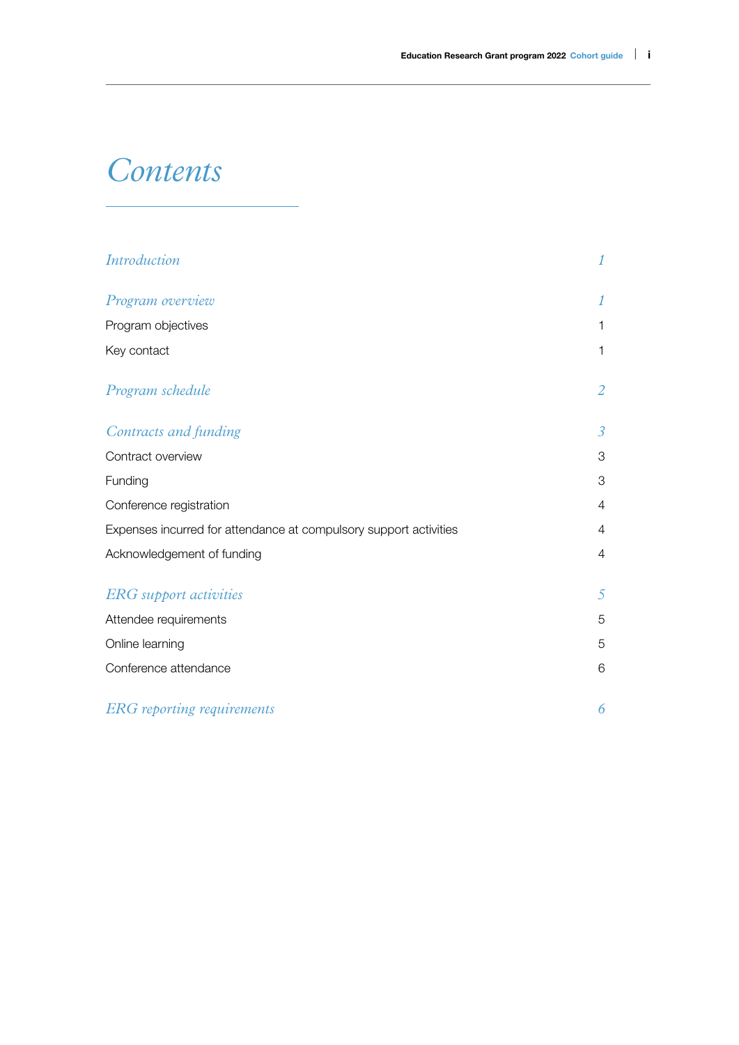# *Contents*

| | |
|---|---|
| *Introduction* | *1* |
| *Program overview* | *1* |
| Program objectives | 1 |
| Key contact | 1 |
| *Program schedule* | *2* |
| *Contracts and funding* | *3* |
| Contract overview | 3 |
| Funding | 3 |
| Conference registration | 4 |
| Expenses incurred for attendance at compulsory support activities | 4 |
| Acknowledgement of funding | 4 |
| *ERG support activities* | *5* |
| Attendee requirements | 5 |
| Online learning | 5 |
| Conference attendance | 6 |
| *ERG reporting requirements* | *6* |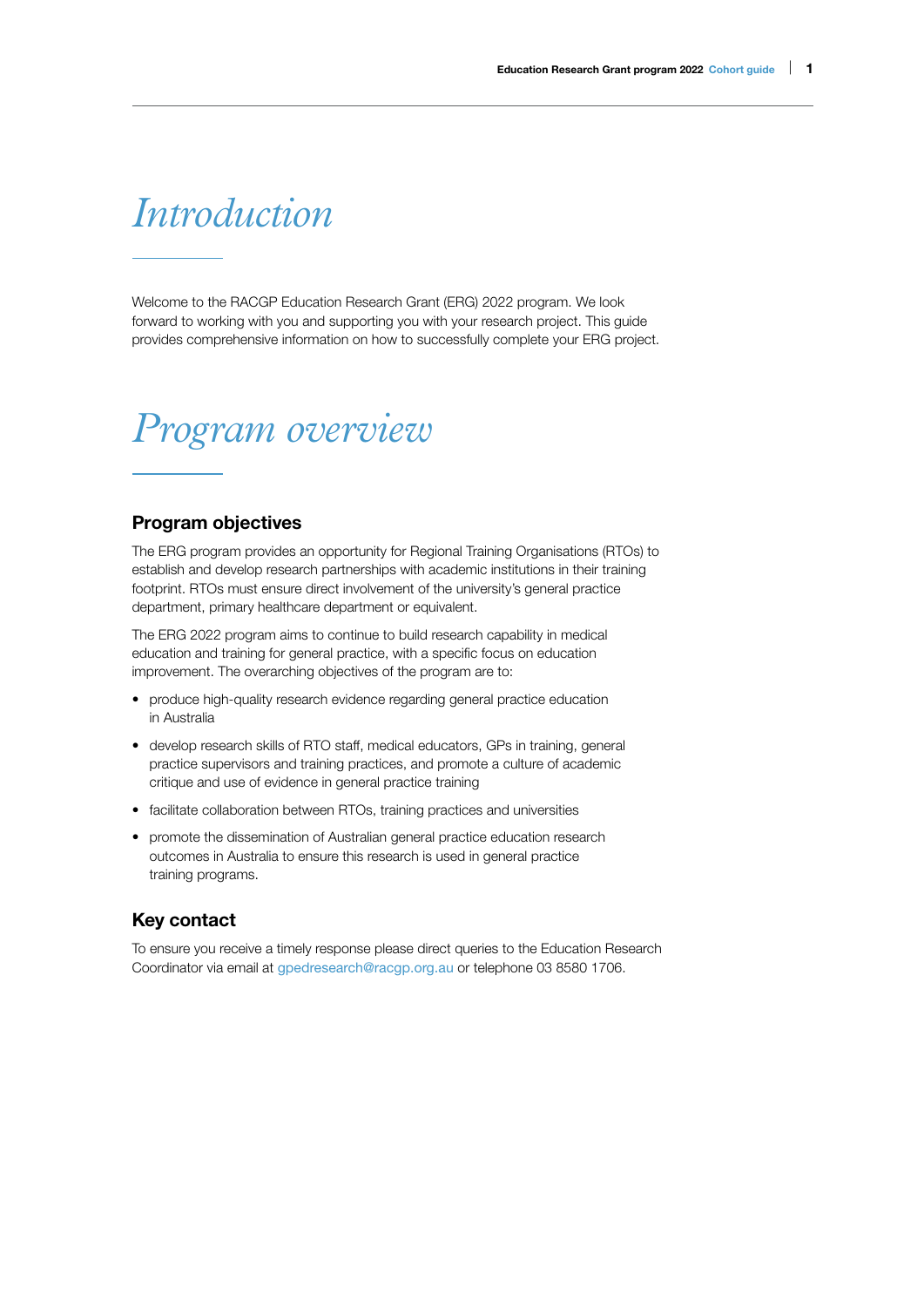# *Introduction*

Welcome to the RACGP Education Research Grant (ERG) 2022 program. We look forward to working with you and supporting you with your research project. This guide provides comprehensive information on how to successfully complete your ERG project.

# *Program overview*

## Program objectives

The ERG program provides an opportunity for Regional Training Organisations (RTOs) to establish and develop research partnerships with academic institutions in their training footprint. RTOs must ensure direct involvement of the university's general practice department, primary healthcare department or equivalent.

The ERG 2022 program aims to continue to build research capability in medical education and training for general practice, with a specific focus on education improvement. The overarching objectives of the program are to:

- produce high-quality research evidence regarding general practice education in Australia
- develop research skills of RTO staff, medical educators, GPs in training, general practice supervisors and training practices, and promote a culture of academic critique and use of evidence in general practice training
- facilitate collaboration between RTOs, training practices and universities
- promote the dissemination of Australian general practice education research outcomes in Australia to ensure this research is used in general practice training programs.

## Key contact

To ensure you receive a timely response please direct queries to the Education Research Coordinator via email at gpedresearch@racgp.org.au or telephone 03 8580 1706.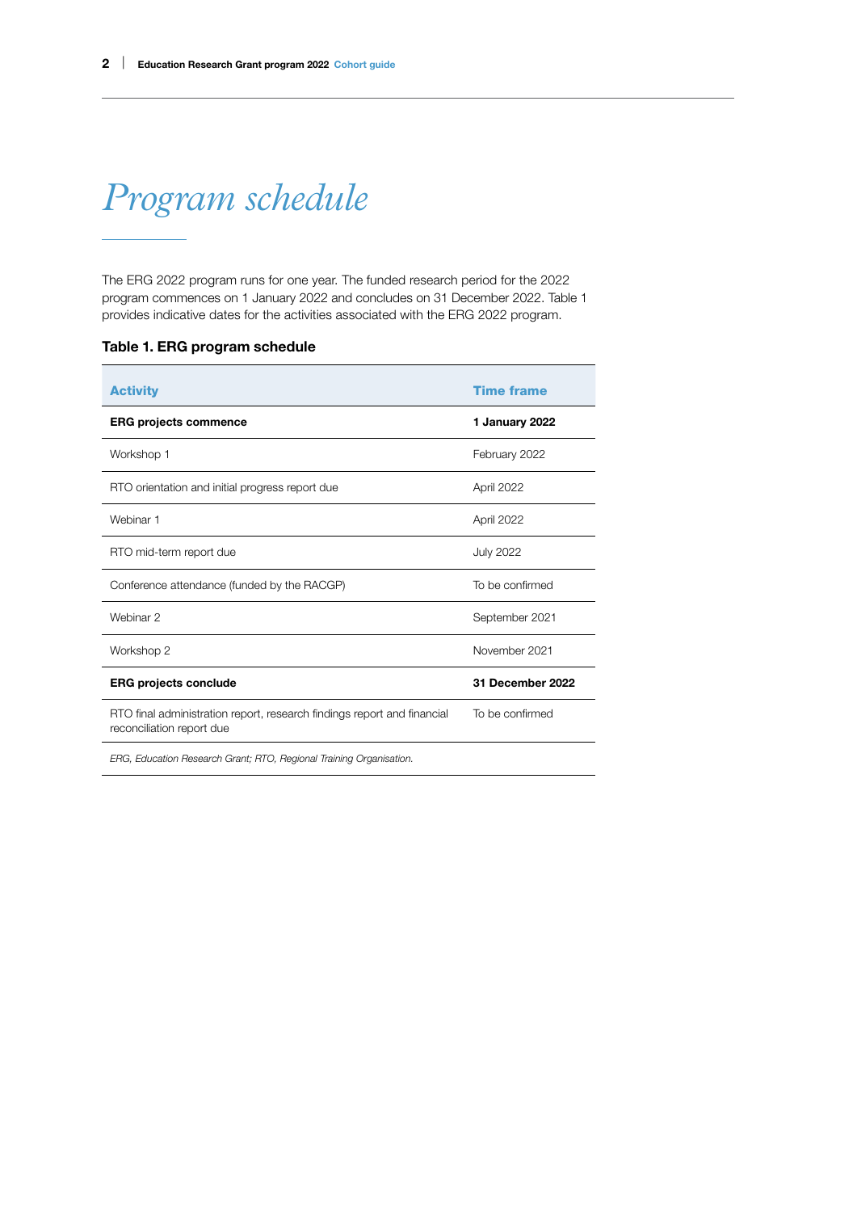# *Program schedule*

The ERG 2022 program runs for one year. The funded research period for the 2022 program commences on 1 January 2022 and concludes on 31 December 2022. Table 1 provides indicative dates for the activities associated with the ERG 2022 program.

**Table 1. ERG program schedule**

| Activity | Time frame |
|---|---|
| **ERG projects commence** | **1 January 2022** |
| Workshop 1 | February 2022 |
| RTO orientation and initial progress report due | April 2022 |
| Webinar 1 | April 2022 |
| RTO mid-term report due | July 2022 |
| Conference attendance (funded by the RACGP) | To be confirmed |
| Webinar 2 | September 2021 |
| Workshop 2 | November 2021 |
| **ERG projects conclude** | **31 December 2022** |
| RTO final administration report, research findings report and financial reconciliation report due | To be confirmed |

*ERG, Education Research Grant; RTO, Regional Training Organisation.*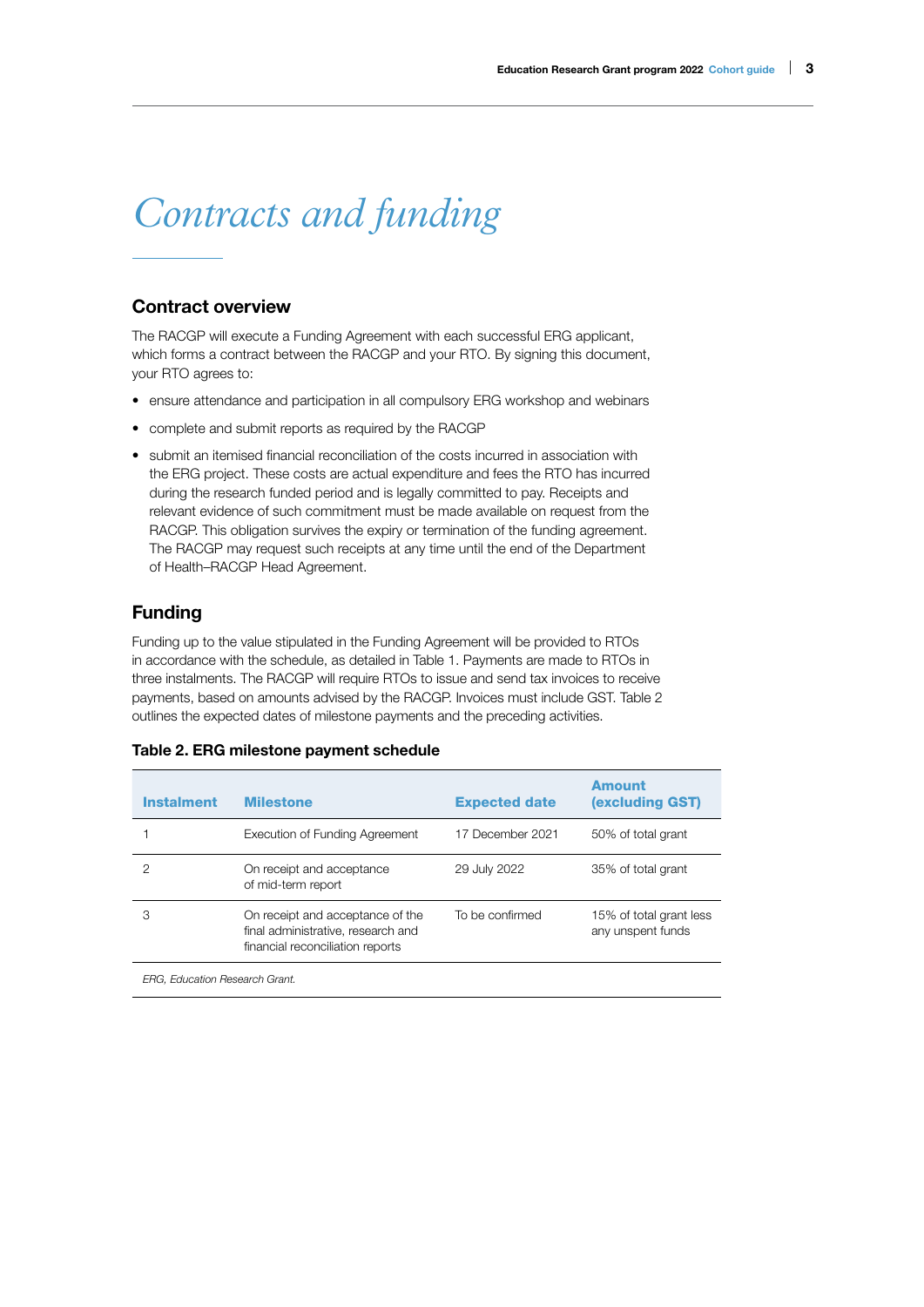# *Contracts and funding*

## Contract overview

The RACGP will execute a Funding Agreement with each successful ERG applicant, which forms a contract between the RACGP and your RTO. By signing this document, your RTO agrees to:

- ensure attendance and participation in all compulsory ERG workshop and webinars
- complete and submit reports as required by the RACGP
- submit an itemised financial reconciliation of the costs incurred in association with the ERG project. These costs are actual expenditure and fees the RTO has incurred during the research funded period and is legally committed to pay. Receipts and relevant evidence of such commitment must be made available on request from the RACGP. This obligation survives the expiry or termination of the funding agreement. The RACGP may request such receipts at any time until the end of the Department of Health–RACGP Head Agreement.

## Funding

Funding up to the value stipulated in the Funding Agreement will be provided to RTOs in accordance with the schedule, as detailed in Table 1. Payments are made to RTOs in three instalments. The RACGP will require RTOs to issue and send tax invoices to receive payments, based on amounts advised by the RACGP. Invoices must include GST. Table 2 outlines the expected dates of milestone payments and the preceding activities.

**Table 2. ERG milestone payment schedule**

| Instalment | Milestone | Expected date | Amount (excluding GST) |
|---|---|---|---|
| 1 | Execution of Funding Agreement | 17 December 2021 | 50% of total grant |
| 2 | On receipt and acceptance of mid-term report | 29 July 2022 | 35% of total grant |
| 3 | On receipt and acceptance of the final administrative, research and financial reconciliation reports | To be confirmed | 15% of total grant less any unspent funds |

*ERG, Education Research Grant.*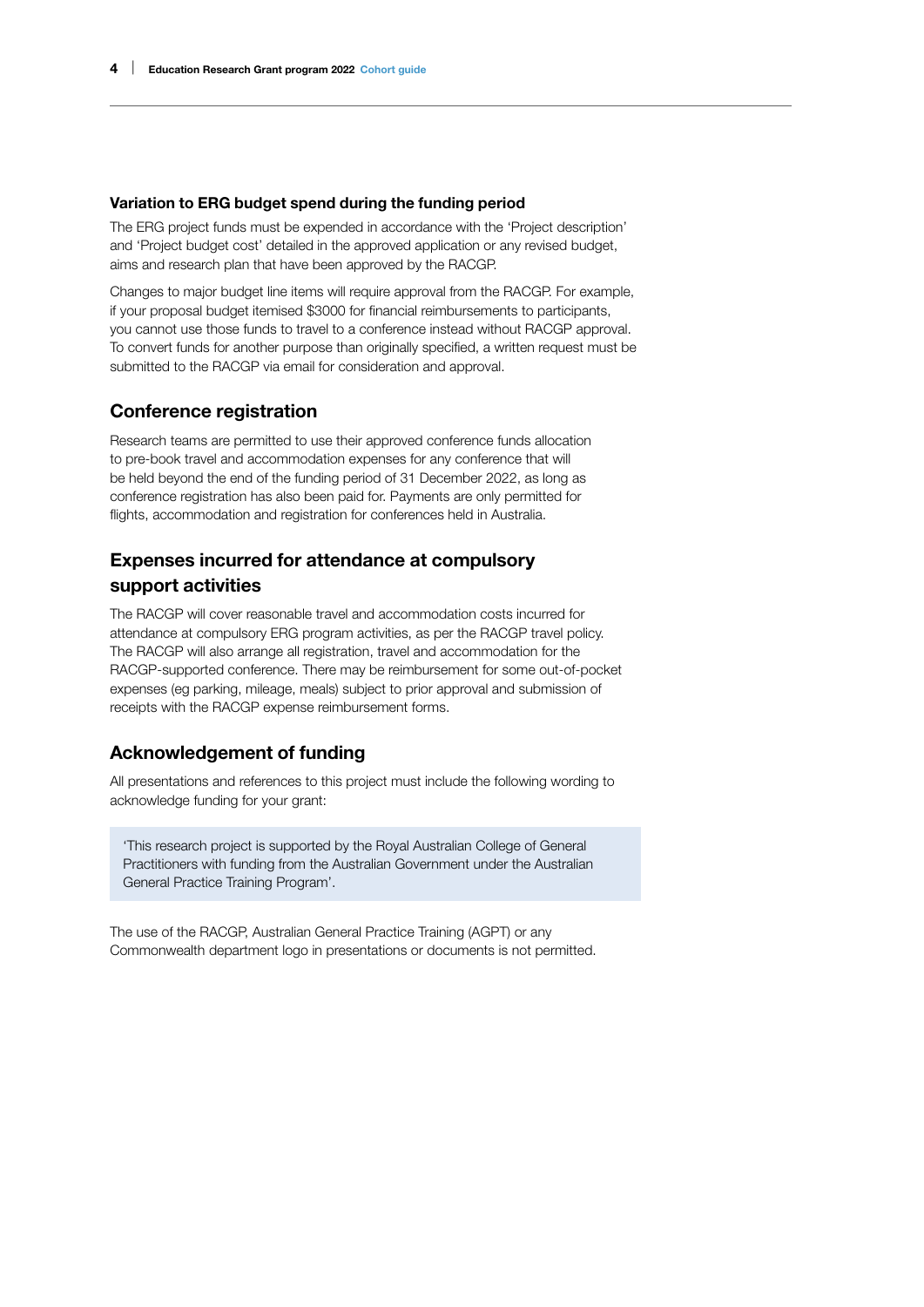### Variation to ERG budget spend during the funding period

The ERG project funds must be expended in accordance with the 'Project description' and 'Project budget cost' detailed in the approved application or any revised budget, aims and research plan that have been approved by the RACGP.

Changes to major budget line items will require approval from the RACGP. For example, if your proposal budget itemised $3000 for financial reimbursements to participants, you cannot use those funds to travel to a conference instead without RACGP approval. To convert funds for another purpose than originally specified, a written request must be submitted to the RACGP via email for consideration and approval.

## Conference registration

Research teams are permitted to use their approved conference funds allocation to pre-book travel and accommodation expenses for any conference that will be held beyond the end of the funding period of 31 December 2022, as long as conference registration has also been paid for. Payments are only permitted for flights, accommodation and registration for conferences held in Australia.

## Expenses incurred for attendance at compulsory support activities

The RACGP will cover reasonable travel and accommodation costs incurred for attendance at compulsory ERG program activities, as per the RACGP travel policy. The RACGP will also arrange all registration, travel and accommodation for the RACGP-supported conference. There may be reimbursement for some out-of-pocket expenses (eg parking, mileage, meals) subject to prior approval and submission of receipts with the RACGP expense reimbursement forms.

## Acknowledgement of funding

All presentations and references to this project must include the following wording to acknowledge funding for your grant:

> 'This research project is supported by the Royal Australian College of General Practitioners with funding from the Australian Government under the Australian General Practice Training Program'.

The use of the RACGP, Australian General Practice Training (AGPT) or any Commonwealth department logo in presentations or documents is not permitted.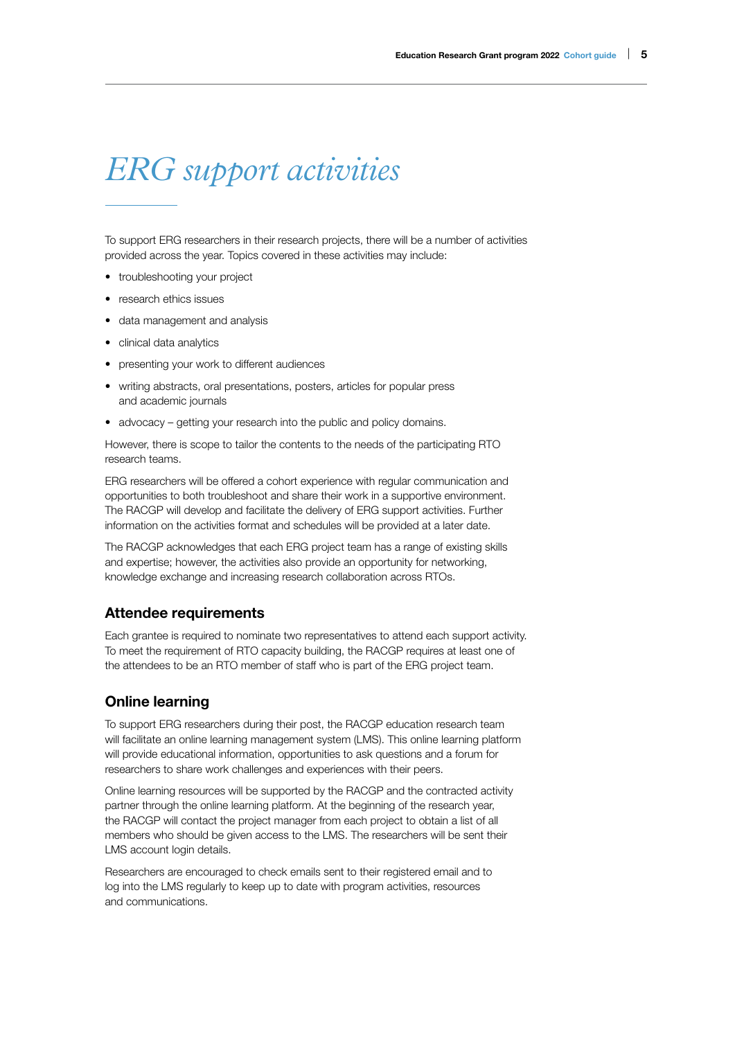# *ERG support activities*

To support ERG researchers in their research projects, there will be a number of activities provided across the year. Topics covered in these activities may include:

- troubleshooting your project
- research ethics issues
- data management and analysis
- clinical data analytics
- presenting your work to different audiences
- writing abstracts, oral presentations, posters, articles for popular press and academic journals
- advocacy – getting your research into the public and policy domains.

However, there is scope to tailor the contents to the needs of the participating RTO research teams.

ERG researchers will be offered a cohort experience with regular communication and opportunities to both troubleshoot and share their work in a supportive environment. The RACGP will develop and facilitate the delivery of ERG support activities. Further information on the activities format and schedules will be provided at a later date.

The RACGP acknowledges that each ERG project team has a range of existing skills and expertise; however, the activities also provide an opportunity for networking, knowledge exchange and increasing research collaboration across RTOs.

## Attendee requirements

Each grantee is required to nominate two representatives to attend each support activity. To meet the requirement of RTO capacity building, the RACGP requires at least one of the attendees to be an RTO member of staff who is part of the ERG project team.

## Online learning

To support ERG researchers during their post, the RACGP education research team will facilitate an online learning management system (LMS). This online learning platform will provide educational information, opportunities to ask questions and a forum for researchers to share work challenges and experiences with their peers.

Online learning resources will be supported by the RACGP and the contracted activity partner through the online learning platform. At the beginning of the research year, the RACGP will contact the project manager from each project to obtain a list of all members who should be given access to the LMS. The researchers will be sent their LMS account login details.

Researchers are encouraged to check emails sent to their registered email and to log into the LMS regularly to keep up to date with program activities, resources and communications.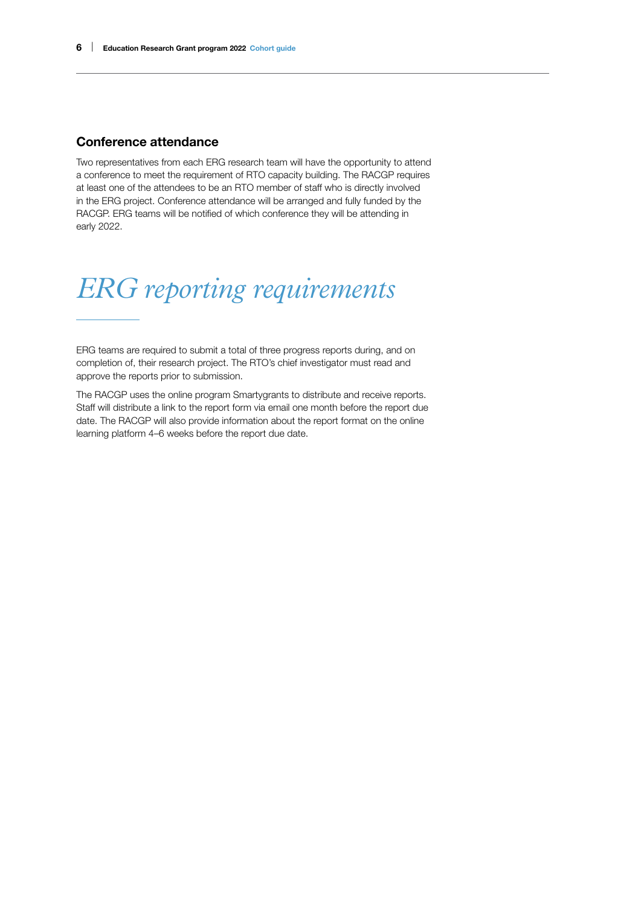## Conference attendance

Two representatives from each ERG research team will have the opportunity to attend a conference to meet the requirement of RTO capacity building. The RACGP requires at least one of the attendees to be an RTO member of staff who is directly involved in the ERG project. Conference attendance will be arranged and fully funded by the RACGP. ERG teams will be notified of which conference they will be attending in early 2022.

# *ERG reporting requirements*

ERG teams are required to submit a total of three progress reports during, and on completion of, their research project. The RTO's chief investigator must read and approve the reports prior to submission.

The RACGP uses the online program Smartygrants to distribute and receive reports. Staff will distribute a link to the report form via email one month before the report due date. The RACGP will also provide information about the report format on the online learning platform 4–6 weeks before the report due date.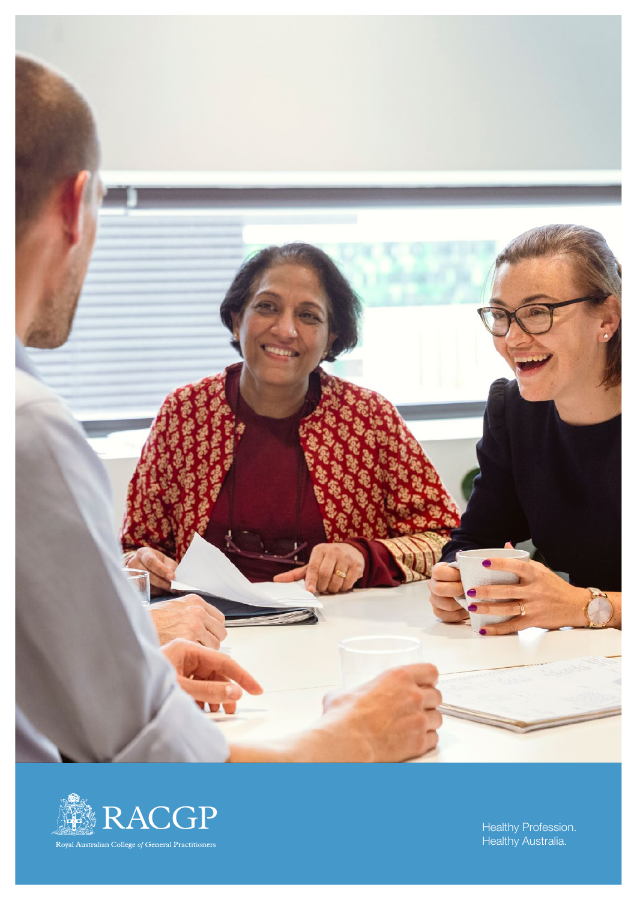RACGP

Royal Australian College *of* General Practitioners

Healthy Profession.
Healthy Australia.